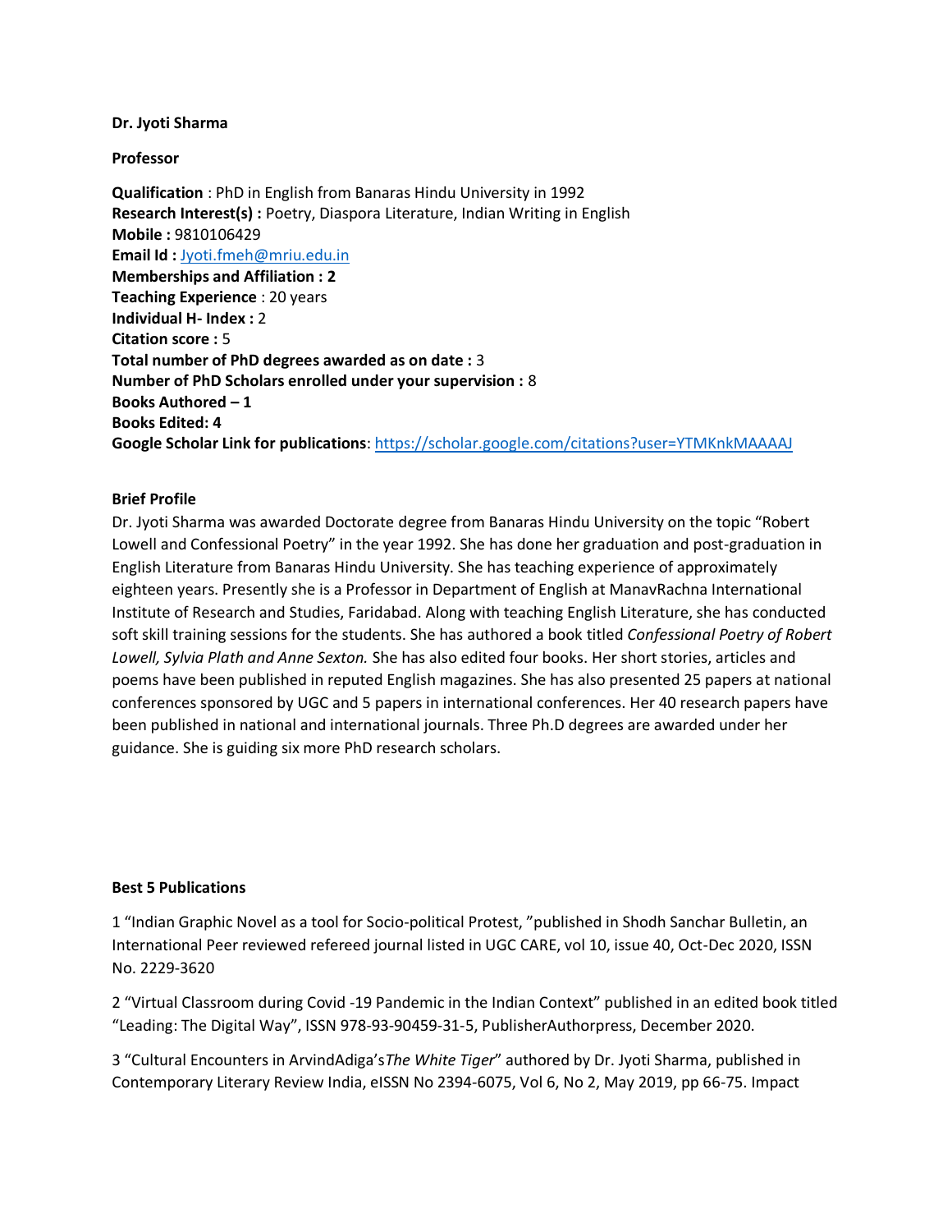**Dr. Jyoti Sharma**

**Professor**

**Qualification** : PhD in English from Banaras Hindu University in 1992
**Research Interest(s) :** Poetry, Diaspora Literature, Indian Writing in English
**Mobile :** 9810106429
**Email Id :** Jyoti.fmeh@mriu.edu.in
**Memberships and Affiliation : 2**
**Teaching Experience** : 20 years
**Individual H- Index :** 2
**Citation score :** 5
**Total number of PhD degrees awarded as on date :** 3
**Number of PhD Scholars enrolled under your supervision :** 8
**Books Authored – 1**
**Books Edited: 4**
**Google Scholar Link for publications**: https://scholar.google.com/citations?user=YTMKnkMAAAAJ

**Brief Profile**

Dr. Jyoti Sharma was awarded Doctorate degree from Banaras Hindu University on the topic "Robert Lowell and Confessional Poetry" in the year 1992. She has done her graduation and post-graduation in English Literature from Banaras Hindu University. She has teaching experience of approximately eighteen years. Presently she is a Professor in Department of English at ManavRachna International Institute of Research and Studies, Faridabad. Along with teaching English Literature, she has conducted soft skill training sessions for the students. She has authored a book titled *Confessional Poetry of Robert Lowell, Sylvia Plath and Anne Sexton.* She has also edited four books. Her short stories, articles and poems have been published in reputed English magazines. She has also presented 25 papers at national conferences sponsored by UGC and 5 papers in international conferences. Her 40 research papers have been published in national and international journals. Three Ph.D degrees are awarded under her guidance. She is guiding six more PhD research scholars.

**Best 5 Publications**

1 "Indian Graphic Novel as a tool for Socio-political Protest, "published in Shodh Sanchar Bulletin, an International Peer reviewed refereed journal listed in UGC CARE, vol 10, issue 40, Oct-Dec 2020, ISSN No. 2229-3620

2 "Virtual Classroom during Covid -19 Pandemic in the Indian Context" published in an edited book titled "Leading: The Digital Way", ISSN 978-93-90459-31-5, PublisherAuthorpress, December 2020.

3 "Cultural Encounters in ArvindAdiga's*The White Tiger*" authored by Dr. Jyoti Sharma, published in Contemporary Literary Review India, eISSN No 2394-6075, Vol 6, No 2, May 2019, pp 66-75. Impact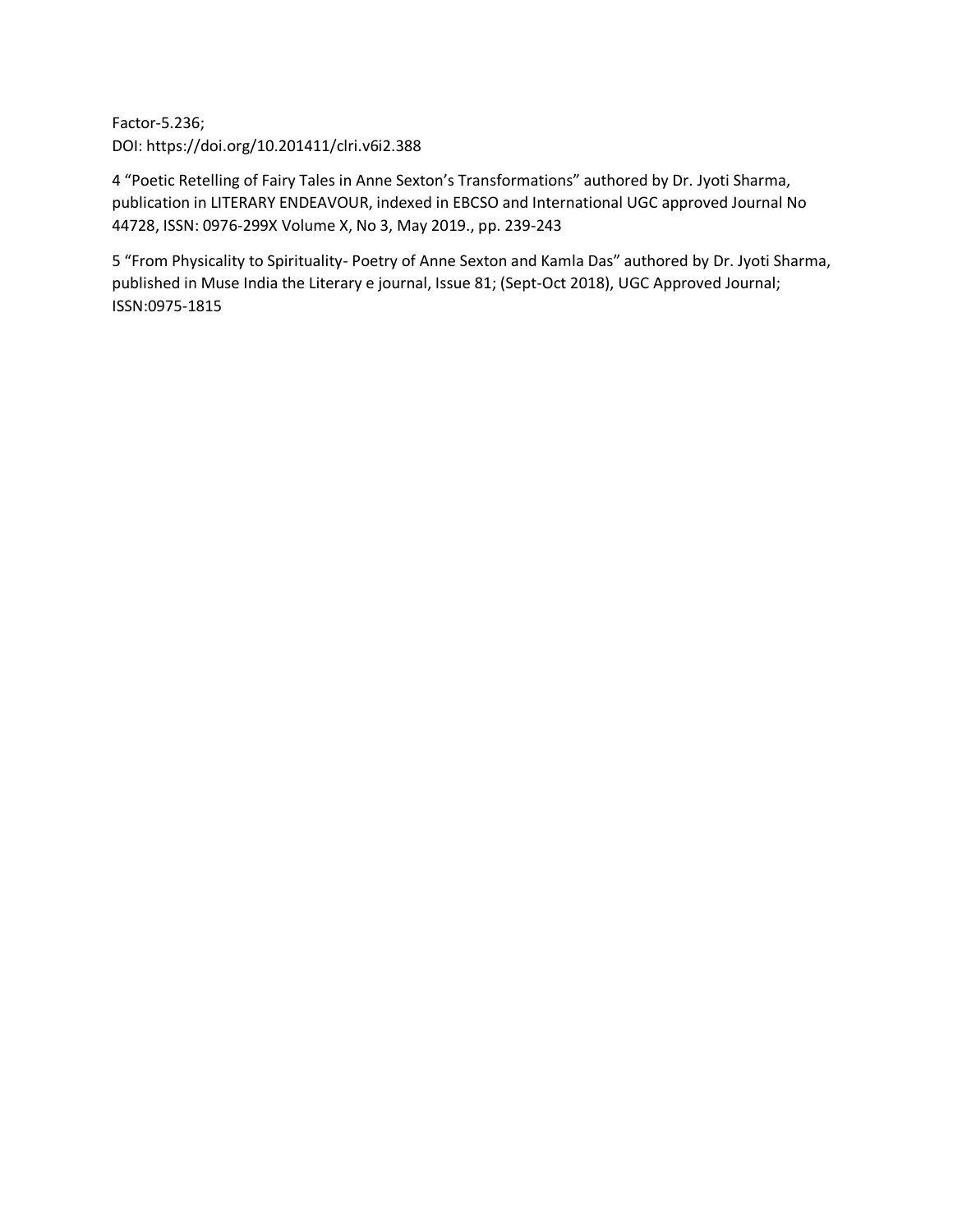Factor-5.236;
DOI: https://doi.org/10.201411/clri.v6i2.388

4 “Poetic Retelling of Fairy Tales in Anne Sexton’s Transformations” authored by Dr. Jyoti Sharma, publication in LITERARY ENDEAVOUR, indexed in EBCSO and International UGC approved Journal No 44728, ISSN: 0976-299X Volume X, No 3, May 2019., pp. 239-243

5 “From Physicality to Spirituality- Poetry of Anne Sexton and Kamla Das” authored by Dr. Jyoti Sharma, published in Muse India the Literary e journal, Issue 81; (Sept-Oct 2018), UGC Approved Journal; ISSN:0975-1815